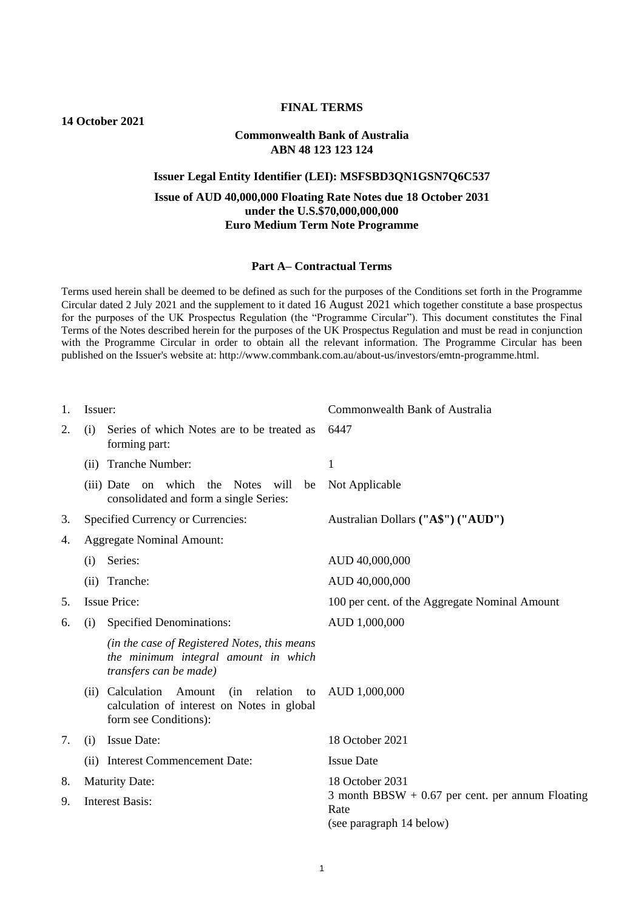**14 October 2021**

**FINAL TERMS**

**Commonwealth Bank of Australia**
**ABN 48 123 123 124**

**Issuer Legal Entity Identifier (LEI): MSFSBD3QN1GSN7Q6C537**

**Issue of AUD 40,000,000 Floating Rate Notes due 18 October 2031**
**under the U.S.$70,000,000,000**
**Euro Medium Term Note Programme**

**Part A– Contractual Terms**

Terms used herein shall be deemed to be defined as such for the purposes of the Conditions set forth in the Programme Circular dated 2 July 2021 and the supplement to it dated 16 August 2021 which together constitute a base prospectus for the purposes of the UK Prospectus Regulation (the "Programme Circular"). This document constitutes the Final Terms of the Notes described herein for the purposes of the UK Prospectus Regulation and must be read in conjunction with the Programme Circular in order to obtain all the relevant information. The Programme Circular has been published on the Issuer's website at: http://www.commbank.com.au/about-us/investors/emtn-programme.html.

| | | |
|---|---|---|
| 1. | Issuer: | Commonwealth Bank of Australia |
| 2. | (i) Series of which Notes are to be treated as forming part: | 6447 |
| | (ii) Tranche Number: | 1 |
| | (iii) Date on which the Notes will be consolidated and form a single Series: | Not Applicable |
| 3. | Specified Currency or Currencies: | Australian Dollars **("A$") ("AUD")** |
| 4. | Aggregate Nominal Amount: | |
| | (i) Series: | AUD 40,000,000 |
| | (ii) Tranche: | AUD 40,000,000 |
| 5. | Issue Price: | 100 per cent. of the Aggregate Nominal Amount |
| 6. | (i) Specified Denominations: *(in the case of Registered Notes, this means the minimum integral amount in which transfers can be made)* | AUD 1,000,000 |
| | (ii) Calculation Amount (in relation to calculation of interest on Notes in global form see Conditions): | AUD 1,000,000 |
| 7. | (i) Issue Date: | 18 October 2021 |
| | (ii) Interest Commencement Date: | Issue Date |
| 8. | Maturity Date: | 18 October 2031 |
| 9. | Interest Basis: | 3 month BBSW + 0.67 per cent. per annum Floating Rate (see paragraph 14 below) |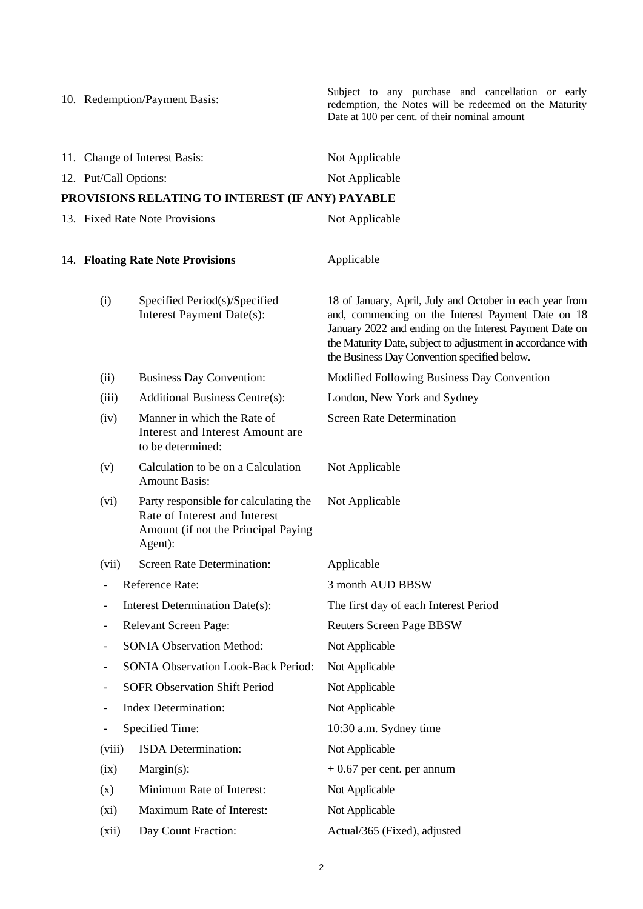| | |
|---|---|
| 10. Redemption/Payment Basis: | Subject to any purchase and cancellation or early redemption, the Notes will be redeemed on the Maturity Date at 100 per cent. of their nominal amount |
| 11. Change of Interest Basis: | Not Applicable |
| 12. Put/Call Options: | Not Applicable |

**PROVISIONS RELATING TO INTEREST (IF ANY) PAYABLE**

| | |
|---|---|
| 13. Fixed Rate Note Provisions | Not Applicable |
| 14. **Floating Rate Note Provisions** | Applicable |
| (i) Specified Period(s)/Specified Interest Payment Date(s): | 18 of January, April, July and October in each year from and, commencing on the Interest Payment Date on 18 January 2022 and ending on the Interest Payment Date on the Maturity Date, subject to adjustment in accordance with the Business Day Convention specified below. |
| (ii) Business Day Convention: | Modified Following Business Day Convention |
| (iii) Additional Business Centre(s): | London, New York and Sydney |
| (iv) Manner in which the Rate of Interest and Interest Amount are to be determined: | Screen Rate Determination |
| (v) Calculation to be on a Calculation Amount Basis: | Not Applicable |
| (vi) Party responsible for calculating the Rate of Interest and Interest Amount (if not the Principal Paying Agent): | Not Applicable |
| (vii) Screen Rate Determination: | Applicable |
| - Reference Rate: | 3 month AUD BBSW |
| - Interest Determination Date(s): | The first day of each Interest Period |
| - Relevant Screen Page: | Reuters Screen Page BBSW |
| - SONIA Observation Method: | Not Applicable |
| - SONIA Observation Look-Back Period: | Not Applicable |
| - SOFR Observation Shift Period | Not Applicable |
| - Index Determination: | Not Applicable |
| - Specified Time: | 10:30 a.m. Sydney time |
| (viii) ISDA Determination: | Not Applicable |
| (ix) Margin(s): | + 0.67 per cent. per annum |
| (x) Minimum Rate of Interest: | Not Applicable |
| (xi) Maximum Rate of Interest: | Not Applicable |
| (xii) Day Count Fraction: | Actual/365 (Fixed), adjusted |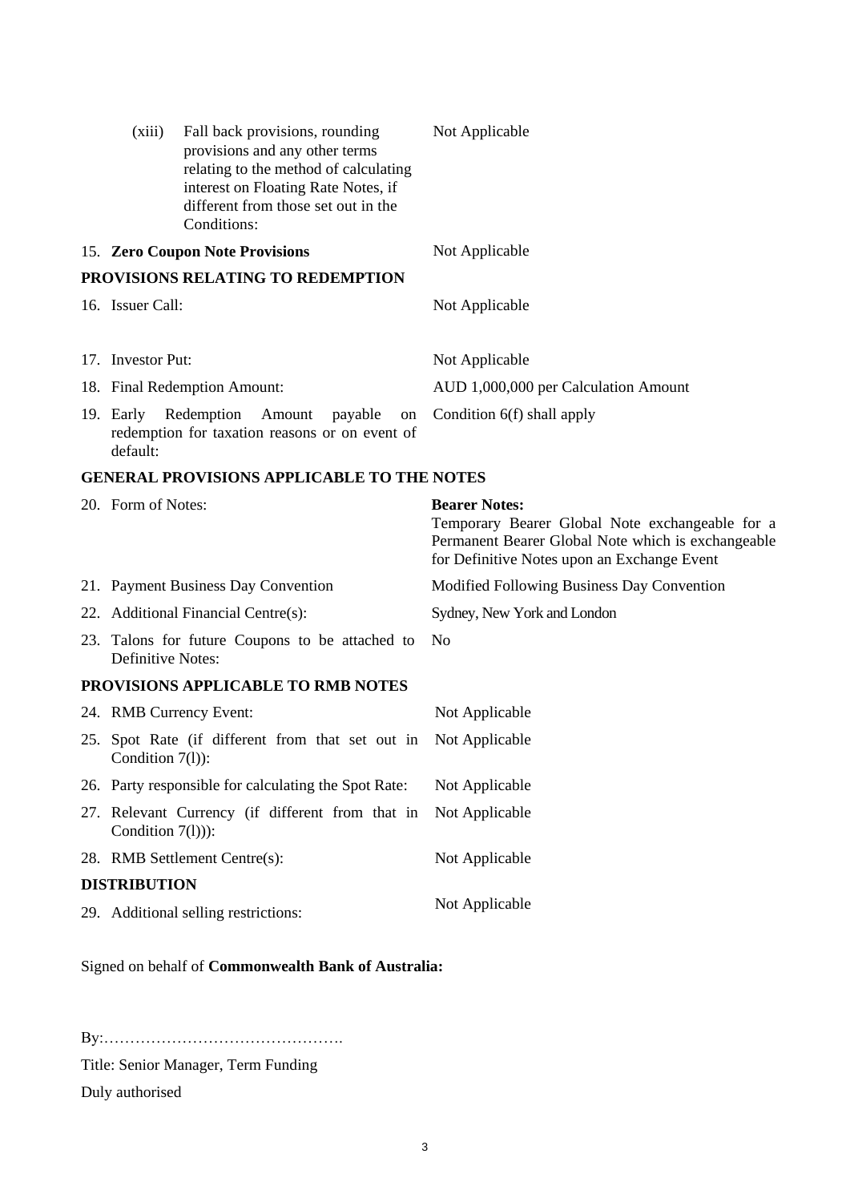| | | |
|---|---|---|
| (xiii) | Fall back provisions, rounding provisions and any other terms relating to the method of calculating interest on Floating Rate Notes, if different from those set out in the Conditions: | Not Applicable |
| 15. | **Zero Coupon Note Provisions** | Not Applicable |

**PROVISIONS RELATING TO REDEMPTION**

| | | |
|---|---|---|
| 16. | Issuer Call: | Not Applicable |
| 17. | Investor Put: | Not Applicable |
| 18. | Final Redemption Amount: | AUD 1,000,000 per Calculation Amount |
| 19. | Early Redemption Amount payable on redemption for taxation reasons or on event of default: | Condition 6(f) shall apply |

**GENERAL PROVISIONS APPLICABLE TO THE NOTES**

| | | |
|---|---|---|
| 20. | Form of Notes: | **Bearer Notes:** Temporary Bearer Global Note exchangeable for a Permanent Bearer Global Note which is exchangeable for Definitive Notes upon an Exchange Event |
| 21. | Payment Business Day Convention | Modified Following Business Day Convention |
| 22. | Additional Financial Centre(s): | Sydney, New York and London |
| 23. | Talons for future Coupons to be attached to Definitive Notes: | No |

**PROVISIONS APPLICABLE TO RMB NOTES**

| | | |
|---|---|---|
| 24. | RMB Currency Event: | Not Applicable |
| 25. | Spot Rate (if different from that set out in Condition 7(l)): | Not Applicable |
| 26. | Party responsible for calculating the Spot Rate: | Not Applicable |
| 27. | Relevant Currency (if different from that in Condition 7(l))): | Not Applicable |
| 28. | RMB Settlement Centre(s): | Not Applicable |

**DISTRIBUTION**

| | | |
|---|---|---|
| 29. | Additional selling restrictions: | Not Applicable |

Signed on behalf of **Commonwealth Bank of Australia:**

By:……………………………………….

Title: Senior Manager, Term Funding

Duly authorised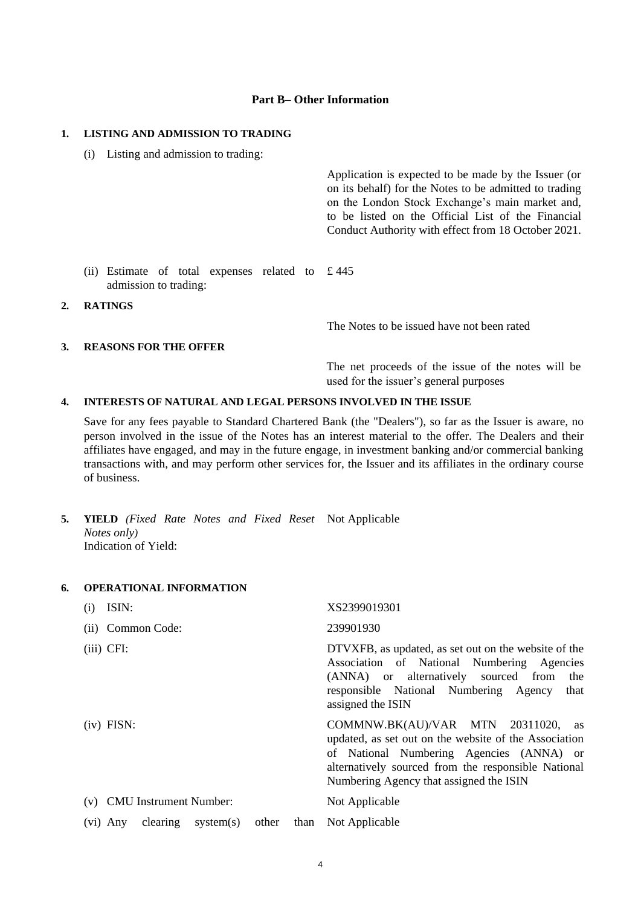## Part B– Other Information

**1. LISTING AND ADMISSION TO TRADING**

(i) Listing and admission to trading:

Application is expected to be made by the Issuer (or on its behalf) for the Notes to be admitted to trading on the London Stock Exchange's main market and, to be listed on the Official List of the Financial Conduct Authority with effect from 18 October 2021.

(ii) Estimate of total expenses related to admission to trading: £ 445

**2. RATINGS**

The Notes to be issued have not been rated

**3. REASONS FOR THE OFFER**

The net proceeds of the issue of the notes will be used for the issuer's general purposes

**4. INTERESTS OF NATURAL AND LEGAL PERSONS INVOLVED IN THE ISSUE**

Save for any fees payable to Standard Chartered Bank (the "Dealers"), so far as the Issuer is aware, no person involved in the issue of the Notes has an interest material to the offer. The Dealers and their affiliates have engaged, and may in the future engage, in investment banking and/or commercial banking transactions with, and may perform other services for, the Issuer and its affiliates in the ordinary course of business.

**5. YIELD** *(Fixed Rate Notes and Fixed Reset Notes only)*
Indication of Yield: Not Applicable

**6. OPERATIONAL INFORMATION**

| | |
|---|---|
| (i) ISIN: | XS2399019301 |
| (ii) Common Code: | 239901930 |
| (iii) CFI: | DTVXFB, as updated, as set out on the website of the Association of National Numbering Agencies (ANNA) or alternatively sourced from the responsible National Numbering Agency that assigned the ISIN |
| (iv) FISN: | COMMNW.BK(AU)/VAR MTN 20311020, as updated, as set out on the website of the Association of National Numbering Agencies (ANNA) or alternatively sourced from the responsible National Numbering Agency that assigned the ISIN |
| (v) CMU Instrument Number: | Not Applicable |
| (vi) Any clearing system(s) other than | Not Applicable |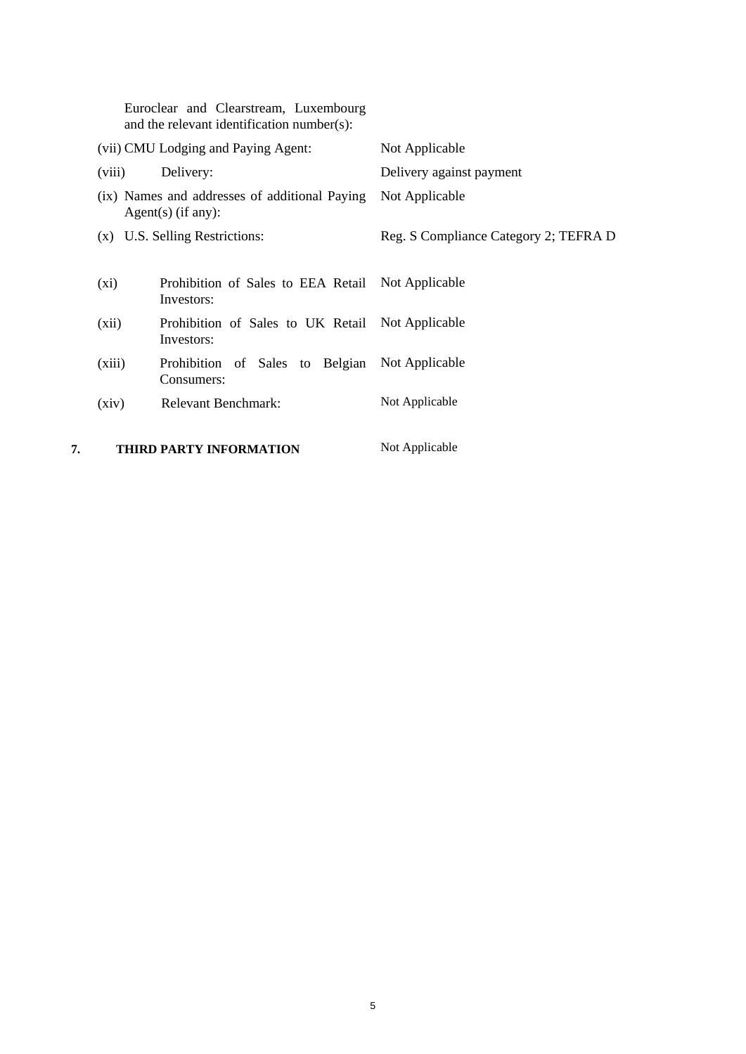| | |
|---|---|
| Euroclear and Clearstream, Luxembourg and the relevant identification number(s): | |
| (vii) CMU Lodging and Paying Agent: | Not Applicable |
| (viii) Delivery: | Delivery against payment |
| (ix) Names and addresses of additional Paying Agent(s) (if any): | Not Applicable |
| (x) U.S. Selling Restrictions: | Reg. S Compliance Category 2; TEFRA D |
| (xi) Prohibition of Sales to EEA Retail Investors: | Not Applicable |
| (xii) Prohibition of Sales to UK Retail Investors: | Not Applicable |
| (xiii) Prohibition of Sales to Belgian Consumers: | Not Applicable |
| (xiv) Relevant Benchmark: | Not Applicable |

**7. THIRD PARTY INFORMATION** Not Applicable